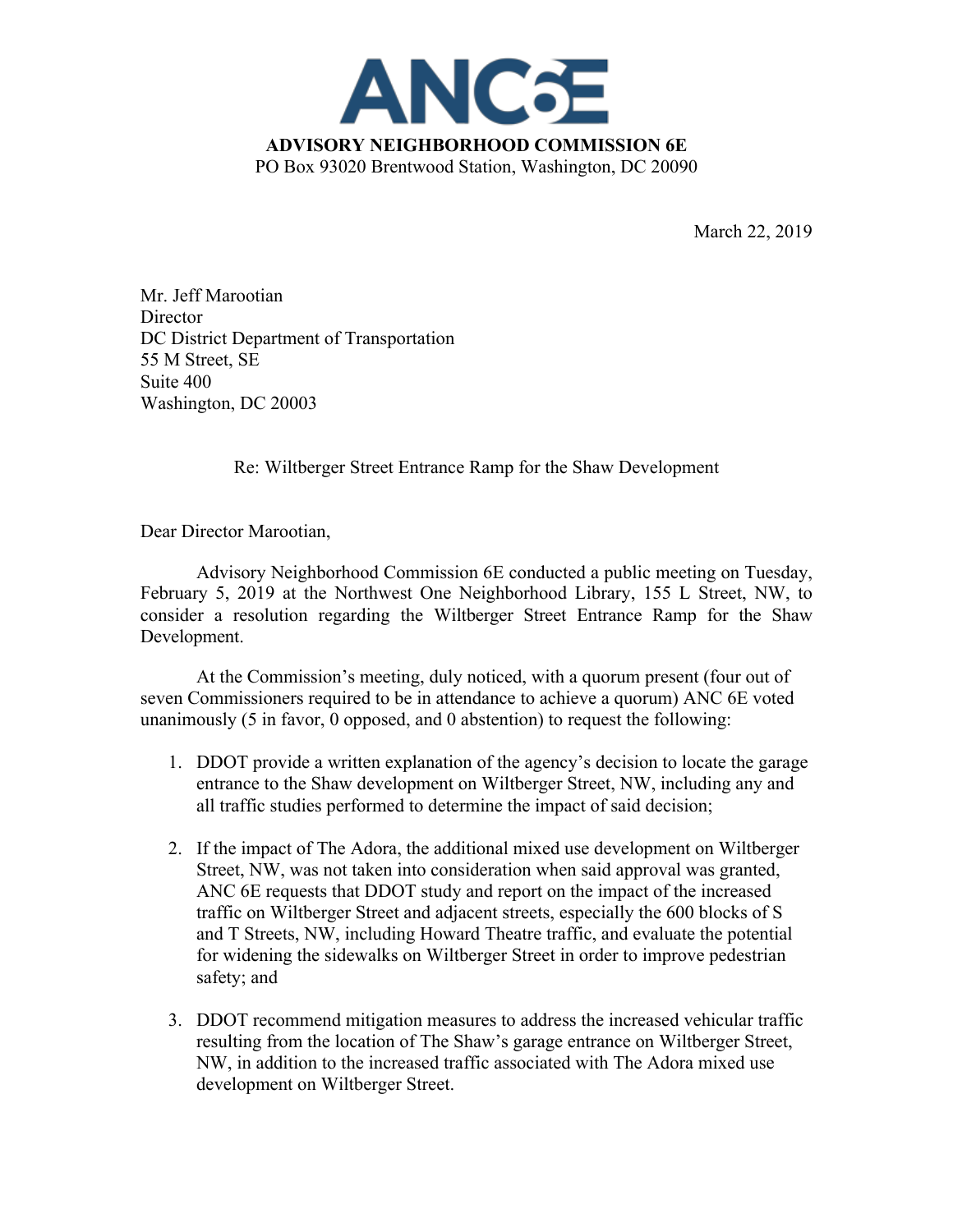# ANC6E

**ADVISORY NEIGHBORHOOD COMMISSION 6E**
PO Box 93020 Brentwood Station, Washington, DC 20090

March 22, 2019

Mr. Jeff Marootian
Director
DC District Department of Transportation
55 M Street, SE
Suite 400
Washington, DC 20003

Re: Wiltberger Street Entrance Ramp for the Shaw Development

Dear Director Marootian,

Advisory Neighborhood Commission 6E conducted a public meeting on Tuesday, February 5, 2019 at the Northwest One Neighborhood Library, 155 L Street, NW, to consider a resolution regarding the Wiltberger Street Entrance Ramp for the Shaw Development.

At the Commission's meeting, duly noticed, with a quorum present (four out of seven Commissioners required to be in attendance to achieve a quorum) ANC 6E voted unanimously (5 in favor, 0 opposed, and 0 abstention) to request the following:

1. DDOT provide a written explanation of the agency's decision to locate the garage entrance to the Shaw development on Wiltberger Street, NW, including any and all traffic studies performed to determine the impact of said decision;

2. If the impact of The Adora, the additional mixed use development on Wiltberger Street, NW, was not taken into consideration when said approval was granted, ANC 6E requests that DDOT study and report on the impact of the increased traffic on Wiltberger Street and adjacent streets, especially the 600 blocks of S and T Streets, NW, including Howard Theatre traffic, and evaluate the potential for widening the sidewalks on Wiltberger Street in order to improve pedestrian safety; and

3. DDOT recommend mitigation measures to address the increased vehicular traffic resulting from the location of The Shaw's garage entrance on Wiltberger Street, NW, in addition to the increased traffic associated with The Adora mixed use development on Wiltberger Street.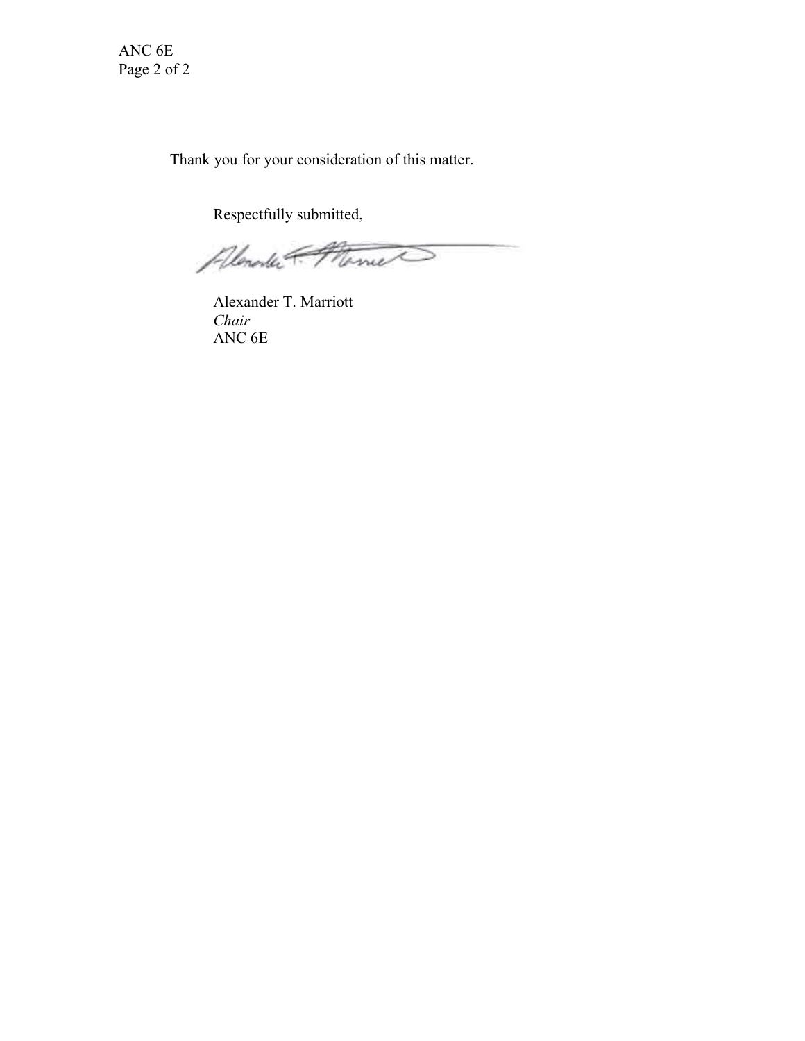Thank you for your consideration of this matter.

Respectfully submitted,

Alexander T. Marriott
*Chair*
ANC 6E